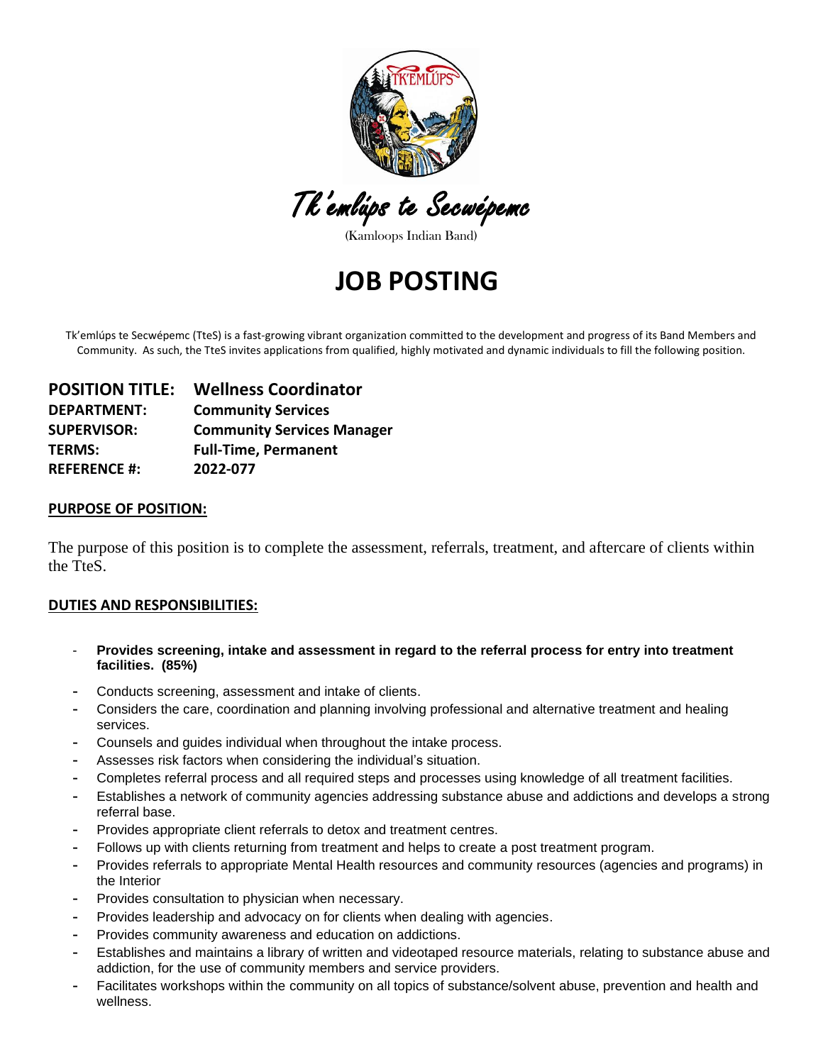# Tk'emlúps te Secwépemc

(Kamloops Indian Band)

# JOB POSTING

Tk'emlúps te Secwépemc (TteS) is a fast-growing vibrant organization committed to the development and progress of its Band Members and Community. As such, the TteS invites applications from qualified, highly motivated and dynamic individuals to fill the following position.

**POSITION TITLE:** **Wellness Coordinator**
**DEPARTMENT:** **Community Services**
**SUPERVISOR:** **Community Services Manager**
**TERMS:** **Full-Time, Permanent**
**REFERENCE #:** **2022-077**

## PURPOSE OF POSITION:

The purpose of this position is to complete the assessment, referrals, treatment, and aftercare of clients within the TteS.

## DUTIES AND RESPONSIBILITIES:

- **Provides screening, intake and assessment in regard to the referral process for entry into treatment facilities. (85%)**
- Conducts screening, assessment and intake of clients.
- Considers the care, coordination and planning involving professional and alternative treatment and healing services.
- Counsels and guides individual when throughout the intake process.
- Assesses risk factors when considering the individual's situation.
- Completes referral process and all required steps and processes using knowledge of all treatment facilities.
- Establishes a network of community agencies addressing substance abuse and addictions and develops a strong referral base.
- Provides appropriate client referrals to detox and treatment centres.
- Follows up with clients returning from treatment and helps to create a post treatment program.
- Provides referrals to appropriate Mental Health resources and community resources (agencies and programs) in the Interior
- Provides consultation to physician when necessary.
- Provides leadership and advocacy on for clients when dealing with agencies.
- Provides community awareness and education on addictions.
- Establishes and maintains a library of written and videotaped resource materials, relating to substance abuse and addiction, for the use of community members and service providers.
- Facilitates workshops within the community on all topics of substance/solvent abuse, prevention and health and wellness.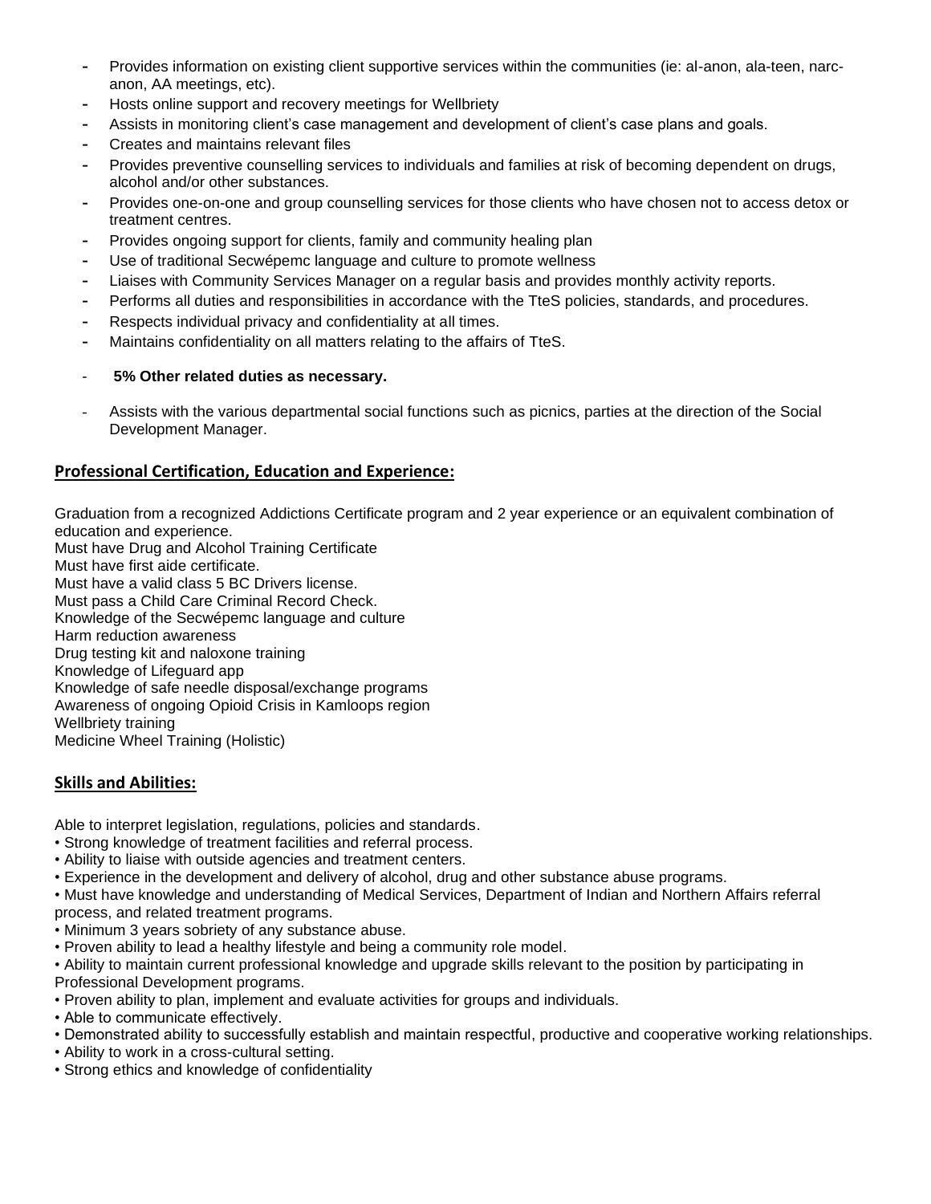- Provides information on existing client supportive services within the communities (ie: al-anon, ala-teen, narc-anon, AA meetings, etc).
- Hosts online support and recovery meetings for Wellbriety
- Assists in monitoring client's case management and development of client's case plans and goals.
- Creates and maintains relevant files
- Provides preventive counselling services to individuals and families at risk of becoming dependent on drugs, alcohol and/or other substances.
- Provides one-on-one and group counselling services for those clients who have chosen not to access detox or treatment centres.
- Provides ongoing support for clients, family and community healing plan
- Use of traditional Secwépemc language and culture to promote wellness
- Liaises with Community Services Manager on a regular basis and provides monthly activity reports.
- Performs all duties and responsibilities in accordance with the TteS policies, standards, and procedures.
- Respects individual privacy and confidentiality at all times.
- Maintains confidentiality on all matters relating to the affairs of TteS.

- **5% Other related duties as necessary.**

- Assists with the various departmental social functions such as picnics, parties at the direction of the Social Development Manager.

## Professional Certification, Education and Experience:

Graduation from a recognized Addictions Certificate program and 2 year experience or an equivalent combination of education and experience.
Must have Drug and Alcohol Training Certificate
Must have first aide certificate.
Must have a valid class 5 BC Drivers license.
Must pass a Child Care Criminal Record Check.
Knowledge of the Secwépemc language and culture
Harm reduction awareness
Drug testing kit and naloxone training
Knowledge of Lifeguard app
Knowledge of safe needle disposal/exchange programs
Awareness of ongoing Opioid Crisis in Kamloops region
Wellbriety training
Medicine Wheel Training (Holistic)

## Skills and Abilities:

Able to interpret legislation, regulations, policies and standards.

- Strong knowledge of treatment facilities and referral process.
- Ability to liaise with outside agencies and treatment centers.
- Experience in the development and delivery of alcohol, drug and other substance abuse programs.
- Must have knowledge and understanding of Medical Services, Department of Indian and Northern Affairs referral process, and related treatment programs.
- Minimum 3 years sobriety of any substance abuse.
- Proven ability to lead a healthy lifestyle and being a community role model.
- Ability to maintain current professional knowledge and upgrade skills relevant to the position by participating in Professional Development programs.
- Proven ability to plan, implement and evaluate activities for groups and individuals.
- Able to communicate effectively.
- Demonstrated ability to successfully establish and maintain respectful, productive and cooperative working relationships.
- Ability to work in a cross-cultural setting.
- Strong ethics and knowledge of confidentiality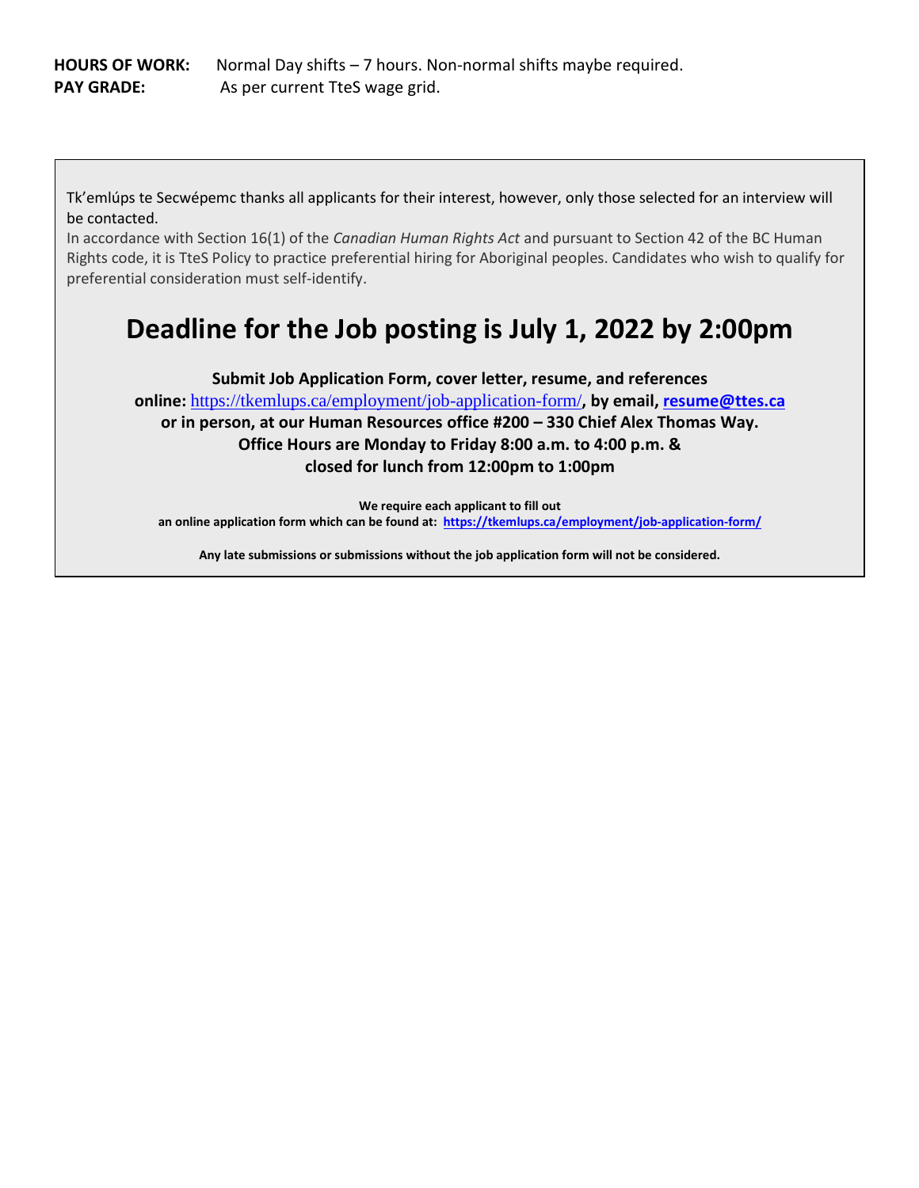**HOURS OF WORK:** Normal Day shifts – 7 hours. Non-normal shifts maybe required.
**PAY GRADE:** As per current TteS wage grid.

Tk'emlúps te Secwépemc thanks all applicants for their interest, however, only those selected for an interview will be contacted.
In accordance with Section 16(1) of the *Canadian Human Rights Act* and pursuant to Section 42 of the BC Human Rights code, it is TteS Policy to practice preferential hiring for Aboriginal peoples. Candidates who wish to qualify for preferential consideration must self-identify.

# Deadline for the Job posting is July 1, 2022 by 2:00pm

**Submit Job Application Form, cover letter, resume, and references online:** https://tkemlups.ca/employment/job-application-form/**, by email, resume@ttes.ca or in person, at our Human Resources office #200 – 330 Chief Alex Thomas Way. Office Hours are Monday to Friday 8:00 a.m. to 4:00 p.m. & closed for lunch from 12:00pm to 1:00pm**

**We require each applicant to fill out an online application form which can be found at: https://tkemlups.ca/employment/job-application-form/**

**Any late submissions or submissions without the job application form will not be considered.**